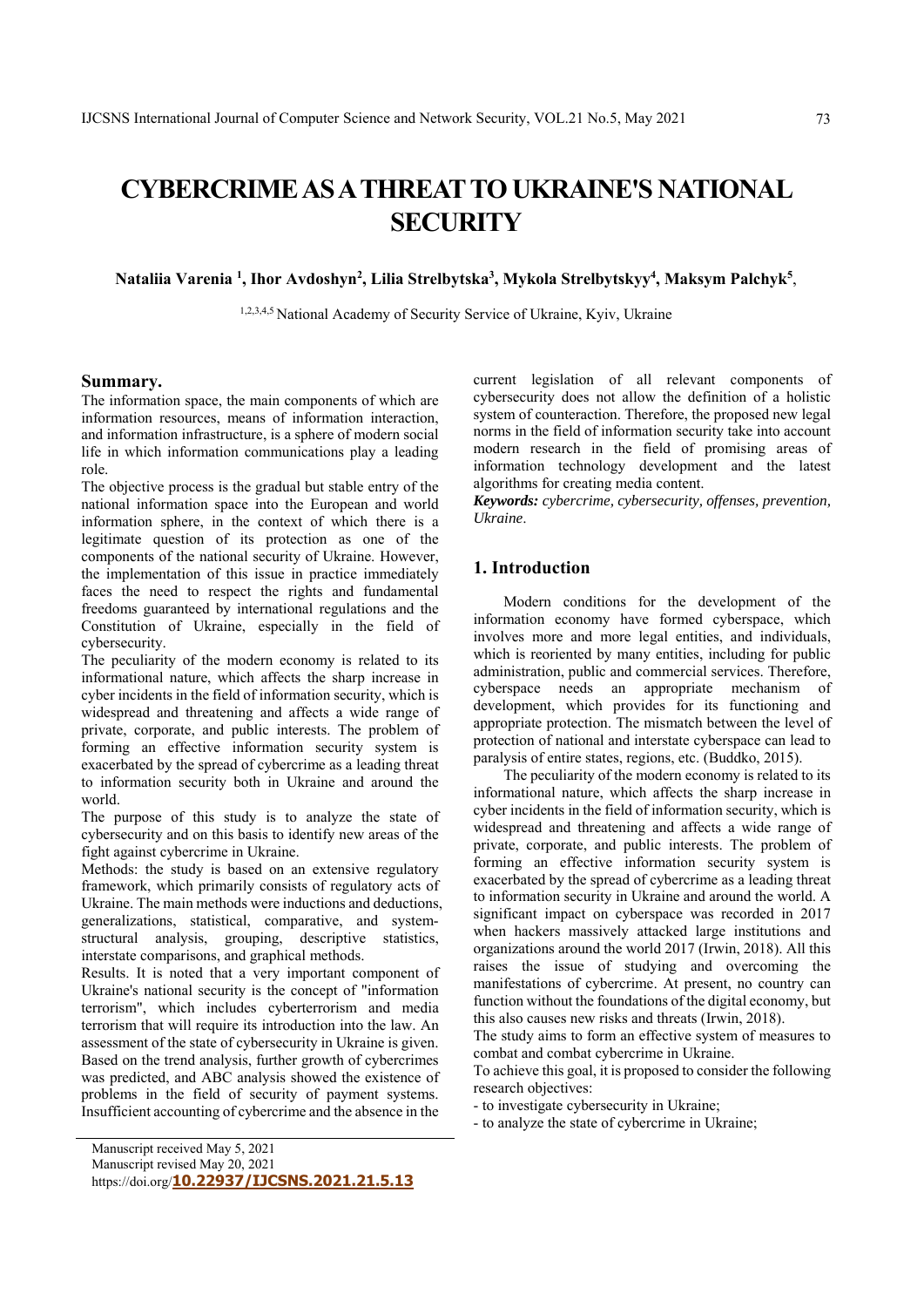# CYBERCRIME AS A THREAT TO UKRAINE'S NATIONAL SECURITY

**Nataliia Varenia [1], Ihor Avdoshyn[2], Lilia Strelbytska[3], Mykola Strelbytskyy[4], Maksym Palchyk[5]**,

[1,2,3,4,5] National Academy of Security Service of Ukraine, Kyiv, Ukraine

## Summary.

The information space, the main components of which are information resources, means of information interaction, and information infrastructure, is a sphere of modern social life in which information communications play a leading role.

The objective process is the gradual but stable entry of the national information space into the European and world information sphere, in the context of which there is a legitimate question of its protection as one of the components of the national security of Ukraine. However, the implementation of this issue in practice immediately faces the need to respect the rights and fundamental freedoms guaranteed by international regulations and the Constitution of Ukraine, especially in the field of cybersecurity.

The peculiarity of the modern economy is related to its informational nature, which affects the sharp increase in cyber incidents in the field of information security, which is widespread and threatening and affects a wide range of private, corporate, and public interests. The problem of forming an effective information security system is exacerbated by the spread of cybercrime as a leading threat to information security both in Ukraine and around the world.

The purpose of this study is to analyze the state of cybersecurity and on this basis to identify new areas of the fight against cybercrime in Ukraine.

Methods: the study is based on an extensive regulatory framework, which primarily consists of regulatory acts of Ukraine. The main methods were inductions and deductions, generalizations, statistical, comparative, and system-structural analysis, grouping, descriptive statistics, interstate comparisons, and graphical methods.

Results. It is noted that a very important component of Ukraine's national security is the concept of "information terrorism", which includes cyberterrorism and media terrorism that will require its introduction into the law. An assessment of the state of cybersecurity in Ukraine is given. Based on the trend analysis, further growth of cybercrimes was predicted, and ABC analysis showed the existence of problems in the field of security of payment systems. Insufficient accounting of cybercrime and the absence in the current legislation of all relevant components of cybersecurity does not allow the definition of a holistic system of counteraction. Therefore, the proposed new legal norms in the field of information security take into account modern research in the field of promising areas of information technology development and the latest algorithms for creating media content.

***Keywords:*** *cybercrime, cybersecurity, offenses, prevention, Ukraine*.

## 1. Introduction

Modern conditions for the development of the information economy have formed cyberspace, which involves more and more legal entities, and individuals, which is reoriented by many entities, including for public administration, public and commercial services. Therefore, cyberspace needs an appropriate mechanism of development, which provides for its functioning and appropriate protection. The mismatch between the level of protection of national and interstate cyberspace can lead to paralysis of entire states, regions, etc. (Buddko, 2015).

The peculiarity of the modern economy is related to its informational nature, which affects the sharp increase in cyber incidents in the field of information security, which is widespread and threatening and affects a wide range of private, corporate, and public interests. The problem of forming an effective information security system is exacerbated by the spread of cybercrime as a leading threat to information security in Ukraine and around the world. A significant impact on cyberspace was recorded in 2017 when hackers massively attacked large institutions and organizations around the world 2017 (Irwin, 2018). All this raises the issue of studying and overcoming the manifestations of cybercrime. At present, no country can function without the foundations of the digital economy, but this also causes new risks and threats (Irwin, 2018).

The study aims to form an effective system of measures to combat and combat cybercrime in Ukraine.

To achieve this goal, it is proposed to consider the following research objectives:

- to investigate cybersecurity in Ukraine;
- to analyze the state of cybercrime in Ukraine;

Manuscript received May 5, 2021
Manuscript revised May 20, 2021
https://doi.org/10.22937/IJCSNS.2021.21.5.13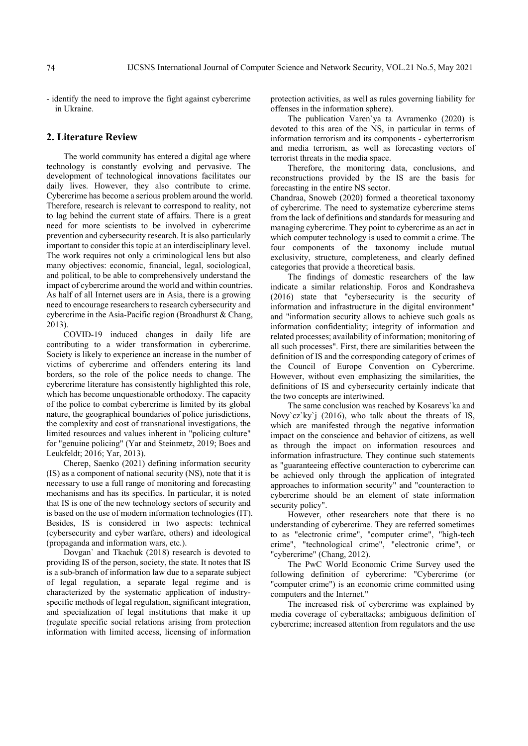- identify the need to improve the fight against cybercrime in Ukraine.

## 2. Literature Review

The world community has entered a digital age where technology is constantly evolving and pervasive. The development of technological innovations facilitates our daily lives. However, they also contribute to crime. Cybercrime has become a serious problem around the world. Therefore, research is relevant to correspond to reality, not to lag behind the current state of affairs. There is a great need for more scientists to be involved in cybercrime prevention and cybersecurity research. It is also particularly important to consider this topic at an interdisciplinary level. The work requires not only a criminological lens but also many objectives: economic, financial, legal, sociological, and political, to be able to comprehensively understand the impact of cybercrime around the world and within countries. As half of all Internet users are in Asia, there is a growing need to encourage researchers to research cybersecurity and cybercrime in the Asia-Pacific region (Broadhurst & Chang, 2013).

COVID-19 induced changes in daily life are contributing to a wider transformation in cybercrime. Society is likely to experience an increase in the number of victims of cybercrime and offenders entering its land borders, so the role of the police needs to change. The cybercrime literature has consistently highlighted this role, which has become unquestionable orthodoxy. The capacity of the police to combat cybercrime is limited by its global nature, the geographical boundaries of police jurisdictions, the complexity and cost of transnational investigations, the limited resources and values inherent in "policing culture" for "genuine policing" (Yar and Steinmetz, 2019; Boes and Leukfeldt; 2016; Yar, 2013).

Cherep, Saenko (2021) defining information security (IS) as a component of national security (NS), note that it is necessary to use a full range of monitoring and forecasting mechanisms and has its specifics. In particular, it is noted that IS is one of the new technology sectors of security and is based on the use of modern information technologies (IT). Besides, IS is considered in two aspects: technical (cybersecurity and cyber warfare, others) and ideological (propaganda and information wars, etc.).

Dovgan` and Tkachuk (2018) research is devoted to providing IS of the person, society, the state. It notes that IS is a sub-branch of information law due to a separate subject of legal regulation, a separate legal regime and is characterized by the systematic application of industry-specific methods of legal regulation, significant integration, and specialization of legal institutions that make it up (regulate specific social relations arising from protection information with limited access, licensing of information protection activities, as well as rules governing liability for offenses in the information sphere).

The publication Varen`ya ta Avramenko (2020) is devoted to this area of the NS, in particular in terms of information terrorism and its components - cyberterrorism and media terrorism, as well as forecasting vectors of terrorist threats in the media space.

Therefore, the monitoring data, conclusions, and reconstructions provided by the IS are the basis for forecasting in the entire NS sector.

Chandraa, Snoweb (2020) formed a theoretical taxonomy of cybercrime. The need to systematize cybercrime stems from the lack of definitions and standards for measuring and managing cybercrime. They point to cybercrime as an act in which computer technology is used to commit a crime. The four components of the taxonomy include mutual exclusivity, structure, completeness, and clearly defined categories that provide a theoretical basis.

The findings of domestic researchers of the law indicate a similar relationship. Foros and Kondrasheva (2016) state that "cybersecurity is the security of information and infrastructure in the digital environment" and "information security allows to achieve such goals as information confidentiality; integrity of information and related processes; availability of information; monitoring of all such processes". First, there are similarities between the definition of IS and the corresponding category of crimes of the Council of Europe Convention on Cybercrime. However, without even emphasizing the similarities, the definitions of IS and cybersecurity certainly indicate that the two concepts are intertwined.

The same conclusion was reached by Kosarevs`ka and Novy`cz`ky`j (2016), who talk about the threats of IS, which are manifested through the negative information impact on the conscience and behavior of citizens, as well as through the impact on information resources and information infrastructure. They continue such statements as "guaranteeing effective counteraction to cybercrime can be achieved only through the application of integrated approaches to information security" and "counteraction to cybercrime should be an element of state information security policy".

However, other researchers note that there is no understanding of cybercrime. They are referred sometimes to as "electronic crime", "computer crime", "high-tech crime", "technological crime", "electronic crime", or "cybercrime" (Chang, 2012).

The PwC World Economic Crime Survey used the following definition of cybercrime: "Cybercrime (or "computer crime") is an economic crime committed using computers and the Internet."

The increased risk of cybercrime was explained by media coverage of cyberattacks; ambiguous definition of cybercrime; increased attention from regulators and the use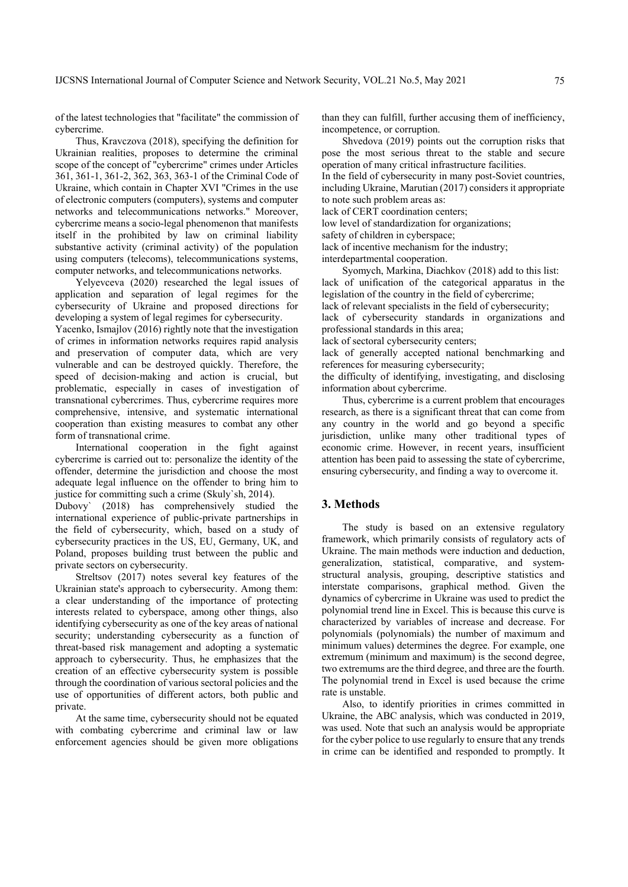of the latest technologies that "facilitate" the commission of cybercrime.

Thus, Kravczova (2018), specifying the definition for Ukrainian realities, proposes to determine the criminal scope of the concept of "cybercrime" crimes under Articles 361, 361-1, 361-2, 362, 363, 363-1 of the Criminal Code of Ukraine, which contain in Chapter XVI "Crimes in the use of electronic computers (computers), systems and computer networks and telecommunications networks." Moreover, cybercrime means a socio-legal phenomenon that manifests itself in the prohibited by law on criminal liability substantive activity (criminal activity) of the population using computers (telecoms), telecommunications systems, computer networks, and telecommunications networks.

Yelyevceva (2020) researched the legal issues of application and separation of legal regimes for the cybersecurity of Ukraine and proposed directions for developing a system of legal regimes for cybersecurity.

Yacenko, Ismajlov (2016) rightly note that the investigation of crimes in information networks requires rapid analysis and preservation of computer data, which are very vulnerable and can be destroyed quickly. Therefore, the speed of decision-making and action is crucial, but problematic, especially in cases of investigation of transnational cybercrimes. Thus, cybercrime requires more comprehensive, intensive, and systematic international cooperation than existing measures to combat any other form of transnational crime.

International cooperation in the fight against cybercrime is carried out to: personalize the identity of the offender, determine the jurisdiction and choose the most adequate legal influence on the offender to bring him to justice for committing such a crime (Skuly`sh, 2014).

Dubovy` (2018) has comprehensively studied the international experience of public-private partnerships in the field of cybersecurity, which, based on a study of cybersecurity practices in the US, EU, Germany, UK, and Poland, proposes building trust between the public and private sectors on cybersecurity.

Streltsov (2017) notes several key features of the Ukrainian state's approach to cybersecurity. Among them: a clear understanding of the importance of protecting interests related to cyberspace, among other things, also identifying cybersecurity as one of the key areas of national security; understanding cybersecurity as a function of threat-based risk management and adopting a systematic approach to cybersecurity. Thus, he emphasizes that the creation of an effective cybersecurity system is possible through the coordination of various sectoral policies and the use of opportunities of different actors, both public and private.

At the same time, cybersecurity should not be equated with combating cybercrime and criminal law or law enforcement agencies should be given more obligations than they can fulfill, further accusing them of inefficiency, incompetence, or corruption.

Shvedova (2019) points out the corruption risks that pose the most serious threat to the stable and secure operation of many critical infrastructure facilities.

In the field of cybersecurity in many post-Soviet countries, including Ukraine, Marutian (2017) considers it appropriate to note such problem areas as:

lack of CERT coordination centers;
low level of standardization for organizations;
safety of children in cyberspace;
lack of incentive mechanism for the industry;
interdepartmental cooperation.

Syomych, Markina, Diachkov (2018) add to this list:
lack of unification of the categorical apparatus in the legislation of the country in the field of cybercrime;
lack of relevant specialists in the field of cybersecurity;
lack of cybersecurity standards in organizations and professional standards in this area;
lack of sectoral cybersecurity centers;
lack of generally accepted national benchmarking and references for measuring cybersecurity;
the difficulty of identifying, investigating, and disclosing information about cybercrime.

Thus, cybercrime is a current problem that encourages research, as there is a significant threat that can come from any country in the world and go beyond a specific jurisdiction, unlike many other traditional types of economic crime. However, in recent years, insufficient attention has been paid to assessing the state of cybercrime, ensuring cybersecurity, and finding a way to overcome it.

## 3. Methods

The study is based on an extensive regulatory framework, which primarily consists of regulatory acts of Ukraine. The main methods were induction and deduction, generalization, statistical, comparative, and system-structural analysis, grouping, descriptive statistics and interstate comparisons, graphical method. Given the dynamics of cybercrime in Ukraine was used to predict the polynomial trend line in Excel. This is because this curve is characterized by variables of increase and decrease. For polynomials (polynomials) the number of maximum and minimum values) determines the degree. For example, one extremum (minimum and maximum) is the second degree, two extremums are the third degree, and three are the fourth. The polynomial trend in Excel is used because the crime rate is unstable.

Also, to identify priorities in crimes committed in Ukraine, the ABC analysis, which was conducted in 2019, was used. Note that such an analysis would be appropriate for the cyber police to use regularly to ensure that any trends in crime can be identified and responded to promptly. It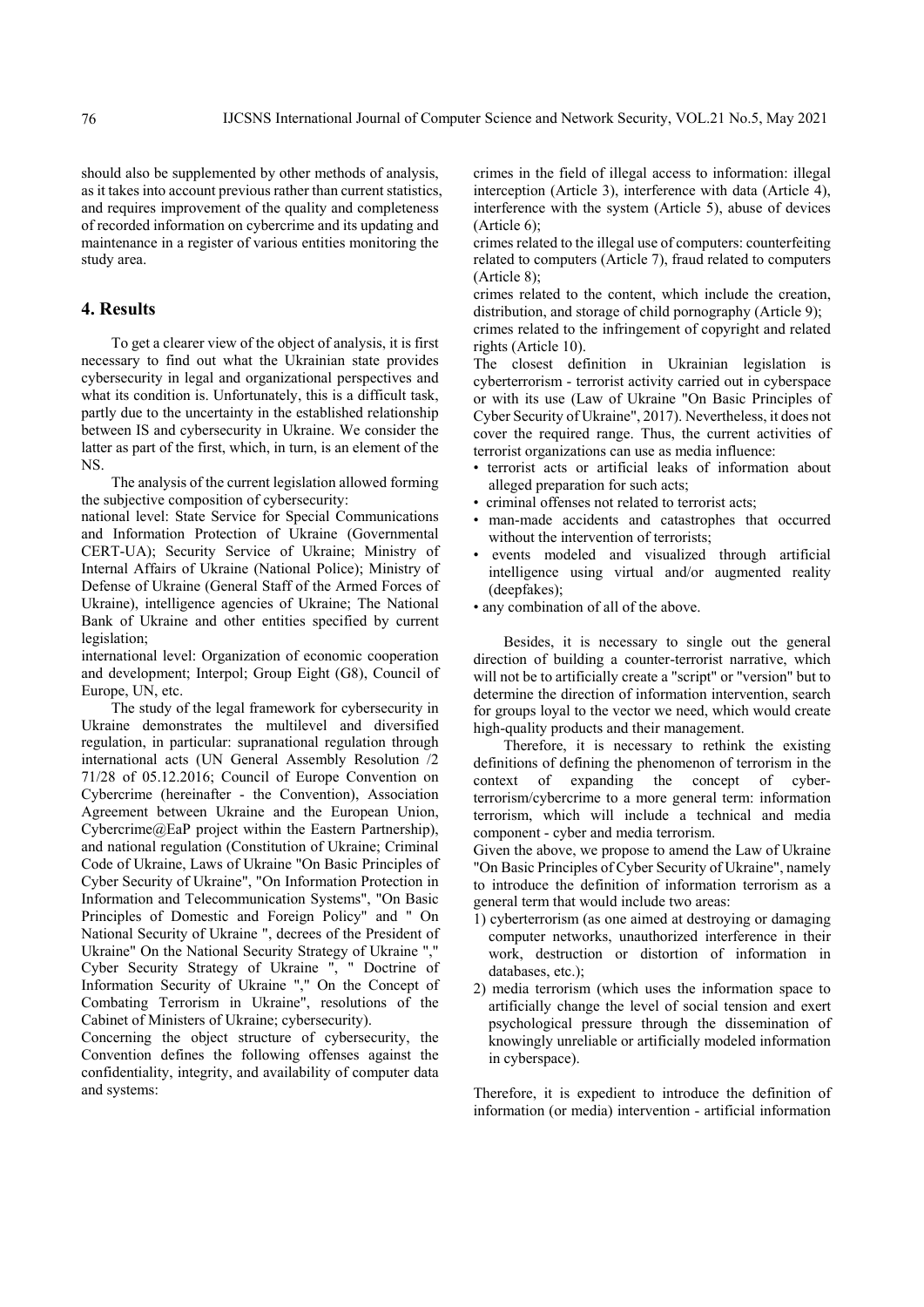should also be supplemented by other methods of analysis, as it takes into account previous rather than current statistics, and requires improvement of the quality and completeness of recorded information on cybercrime and its updating and maintenance in a register of various entities monitoring the study area.

## 4. Results

To get a clearer view of the object of analysis, it is first necessary to find out what the Ukrainian state provides cybersecurity in legal and organizational perspectives and what its condition is. Unfortunately, this is a difficult task, partly due to the uncertainty in the established relationship between IS and cybersecurity in Ukraine. We consider the latter as part of the first, which, in turn, is an element of the NS.

The analysis of the current legislation allowed forming the subjective composition of cybersecurity:

national level: State Service for Special Communications and Information Protection of Ukraine (Governmental CERT-UA); Security Service of Ukraine; Ministry of Internal Affairs of Ukraine (National Police); Ministry of Defense of Ukraine (General Staff of the Armed Forces of Ukraine), intelligence agencies of Ukraine; The National Bank of Ukraine and other entities specified by current legislation;

international level: Organization of economic cooperation and development; Interpol; Group Eight (G8), Council of Europe, UN, etc.

The study of the legal framework for cybersecurity in Ukraine demonstrates the multilevel and diversified regulation, in particular: supranational regulation through international acts (UN General Assembly Resolution /2 71/28 of 05.12.2016; Council of Europe Convention on Cybercrime (hereinafter - the Convention), Association Agreement between Ukraine and the European Union, Cybercrime@EaP project within the Eastern Partnership), and national regulation (Constitution of Ukraine; Criminal Code of Ukraine, Laws of Ukraine "On Basic Principles of Cyber Security of Ukraine", "On Information Protection in Information and Telecommunication Systems", "On Basic Principles of Domestic and Foreign Policy" and " On National Security of Ukraine ", decrees of the President of Ukraine" On the National Security Strategy of Ukraine "," Cyber Security Strategy of Ukraine ", " Doctrine of Information Security of Ukraine "," On the Concept of Combating Terrorism in Ukraine", resolutions of the Cabinet of Ministers of Ukraine; cybersecurity).

Concerning the object structure of cybersecurity, the Convention defines the following offenses against the confidentiality, integrity, and availability of computer data and systems:

crimes in the field of illegal access to information: illegal interception (Article 3), interference with data (Article 4), interference with the system (Article 5), abuse of devices (Article 6);

crimes related to the illegal use of computers: counterfeiting related to computers (Article 7), fraud related to computers (Article 8);

crimes related to the content, which include the creation, distribution, and storage of child pornography (Article 9);

crimes related to the infringement of copyright and related rights (Article 10).

The closest definition in Ukrainian legislation is cyberterrorism - terrorist activity carried out in cyberspace or with its use (Law of Ukraine "On Basic Principles of Cyber Security of Ukraine", 2017). Nevertheless, it does not cover the required range. Thus, the current activities of terrorist organizations can use as media influence:

- terrorist acts or artificial leaks of information about alleged preparation for such acts;
- criminal offenses not related to terrorist acts;
- man-made accidents and catastrophes that occurred without the intervention of terrorists;
- events modeled and visualized through artificial intelligence using virtual and/or augmented reality (deepfakes);
- any combination of all of the above.

Besides, it is necessary to single out the general direction of building a counter-terrorist narrative, which will not be to artificially create a "script" or "version" but to determine the direction of information intervention, search for groups loyal to the vector we need, which would create high-quality products and their management.

Therefore, it is necessary to rethink the existing definitions of defining the phenomenon of terrorism in the context of expanding the concept of cyber-terrorism/cybercrime to a more general term: information terrorism, which will include a technical and media component - cyber and media terrorism.

Given the above, we propose to amend the Law of Ukraine "On Basic Principles of Cyber Security of Ukraine", namely to introduce the definition of information terrorism as a general term that would include two areas:

1) cyberterrorism (as one aimed at destroying or damaging computer networks, unauthorized interference in their work, destruction or distortion of information in databases, etc.);
2) media terrorism (which uses the information space to artificially change the level of social tension and exert psychological pressure through the dissemination of knowingly unreliable or artificially modeled information in cyberspace).

Therefore, it is expedient to introduce the definition of information (or media) intervention - artificial information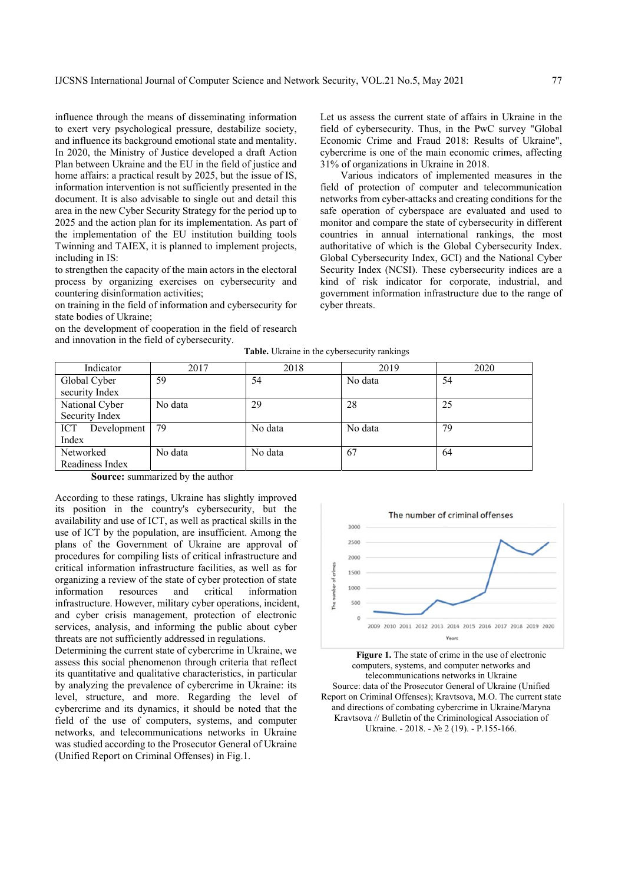influence through the means of disseminating information to exert very psychological pressure, destabilize society, and influence its background emotional state and mentality. In 2020, the Ministry of Justice developed a draft Action Plan between Ukraine and the EU in the field of justice and home affairs: a practical result by 2025, but the issue of IS, information intervention is not sufficiently presented in the document. It is also advisable to single out and detail this area in the new Cyber Security Strategy for the period up to 2025 and the action plan for its implementation. As part of the implementation of the EU institution building tools Twinning and TAIEX, it is planned to implement projects, including in IS:

to strengthen the capacity of the main actors in the electoral process by organizing exercises on cybersecurity and countering disinformation activities;

on training in the field of information and cybersecurity for state bodies of Ukraine;

on the development of cooperation in the field of research and innovation in the field of cybersecurity.

Let us assess the current state of affairs in Ukraine in the field of cybersecurity. Thus, in the PwC survey "Global Economic Crime and Fraud 2018: Results of Ukraine", cybercrime is one of the main economic crimes, affecting 31% of organizations in Ukraine in 2018.

Various indicators of implemented measures in the field of protection of computer and telecommunication networks from cyber-attacks and creating conditions for the safe operation of cyberspace are evaluated and used to monitor and compare the state of cybersecurity in different countries in annual international rankings, the most authoritative of which is the Global Cybersecurity Index. Global Cybersecurity Index, GCI) and the National Cyber Security Index (NCSI). These cybersecurity indices are a kind of risk indicator for corporate, industrial, and government information infrastructure due to the range of cyber threats.

**Table.** Ukraine in the cybersecurity rankings

| Indicator | 2017 | 2018 | 2019 | 2020 |
|---|---|---|---|---|
| Global Cyber security Index | 59 | 54 | No data | 54 |
| National Cyber Security Index | No data | 29 | 28 | 25 |
| ICT Development Index | 79 | No data | No data | 79 |
| Networked Readiness Index | No data | No data | 67 | 64 |

**Source:** summarized by the author

According to these ratings, Ukraine has slightly improved its position in the country's cybersecurity, but the availability and use of ICT, as well as practical skills in the use of ICT by the population, are insufficient. Among the plans of the Government of Ukraine are approval of procedures for compiling lists of critical infrastructure and critical information infrastructure facilities, as well as for organizing a review of the state of cyber protection of state information resources and critical information infrastructure. However, military cyber operations, incident, and cyber crisis management, protection of electronic services, analysis, and informing the public about cyber threats are not sufficiently addressed in regulations.

Determining the current state of cybercrime in Ukraine, we assess this social phenomenon through criteria that reflect its quantitative and qualitative characteristics, in particular by analyzing the prevalence of cybercrime in Ukraine: its level, structure, and more. Regarding the level of cybercrime and its dynamics, it should be noted that the field of the use of computers, systems, and computer networks, and telecommunications networks in Ukraine was studied according to the Prosecutor General of Ukraine (Unified Report on Criminal Offenses) in Fig.1.

**Figure 1.** The state of crime in the use of electronic computers, systems, and computer networks and telecommunications networks in Ukraine

Source: data of the Prosecutor General of Ukraine (Unified Report on Criminal Offenses); Kravtsova, M.O. The current state and directions of combating cybercrime in Ukraine/Maryna Kravtsova // Bulletin of the Criminological Association of Ukraine. - 2018. - № 2 (19). - P.155-166.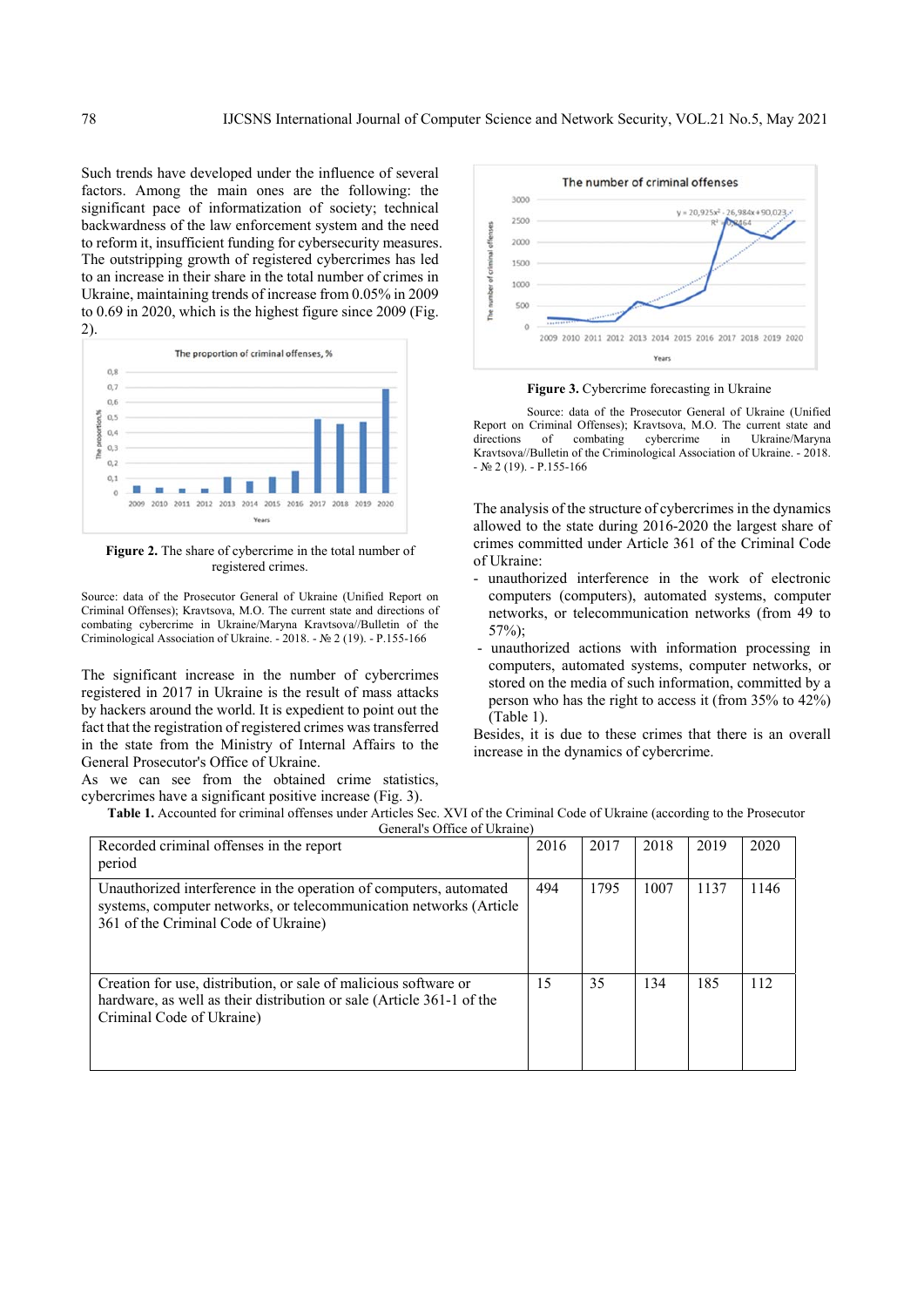Such trends have developed under the influence of several factors. Among the main ones are the following: the significant pace of informatization of society; technical backwardness of the law enforcement system and the need to reform it, insufficient funding for cybersecurity measures. The outstripping growth of registered cybercrimes has led to an increase in their share in the total number of crimes in Ukraine, maintaining trends of increase from 0.05% in 2009 to 0.69 in 2020, which is the highest figure since 2009 (Fig. 2).

**Figure 2.** The share of cybercrime in the total number of registered crimes.

Source: data of the Prosecutor General of Ukraine (Unified Report on Criminal Offenses); Kravtsova, M.O. The current state and directions of combating cybercrime in Ukraine/Maryna Kravtsova//Bulletin of the Criminological Association of Ukraine. - 2018. - № 2 (19). - P.155-166

The significant increase in the number of cybercrimes registered in 2017 in Ukraine is the result of mass attacks by hackers around the world. It is expedient to point out the fact that the registration of registered crimes was transferred in the state from the Ministry of Internal Affairs to the General Prosecutor's Office of Ukraine.

As we can see from the obtained crime statistics, cybercrimes have a significant positive increase (Fig. 3).

**Figure 3.** Cybercrime forecasting in Ukraine

Source: data of the Prosecutor General of Ukraine (Unified Report on Criminal Offenses); Kravtsova, M.O. The current state and directions of combating cybercrime in Ukraine/Maryna Kravtsova//Bulletin of the Criminological Association of Ukraine. - 2018. - № 2 (19). - P.155-166

The analysis of the structure of cybercrimes in the dynamics allowed to the state during 2016-2020 the largest share of crimes committed under Article 361 of the Criminal Code of Ukraine:

- unauthorized interference in the work of electronic computers (computers), automated systems, computer networks, or telecommunication networks (from 49 to 57%);
- unauthorized actions with information processing in computers, automated systems, computer networks, or stored on the media of such information, committed by a person who has the right to access it (from 35% to 42%) (Table 1).

Besides, it is due to these crimes that there is an overall increase in the dynamics of cybercrime.

**Table 1.** Accounted for criminal offenses under Articles Sec. XVI of the Criminal Code of Ukraine (according to the Prosecutor General's Office of Ukraine)

| Recorded criminal offenses in the report period | 2016 | 2017 | 2018 | 2019 | 2020 |
|---|---|---|---|---|---|
| Unauthorized interference in the operation of computers, automated systems, computer networks, or telecommunication networks (Article 361 of the Criminal Code of Ukraine) | 494 | 1795 | 1007 | 1137 | 1146 |
| Creation for use, distribution, or sale of malicious software or hardware, as well as their distribution or sale (Article 361-1 of the Criminal Code of Ukraine) | 15 | 35 | 134 | 185 | 112 |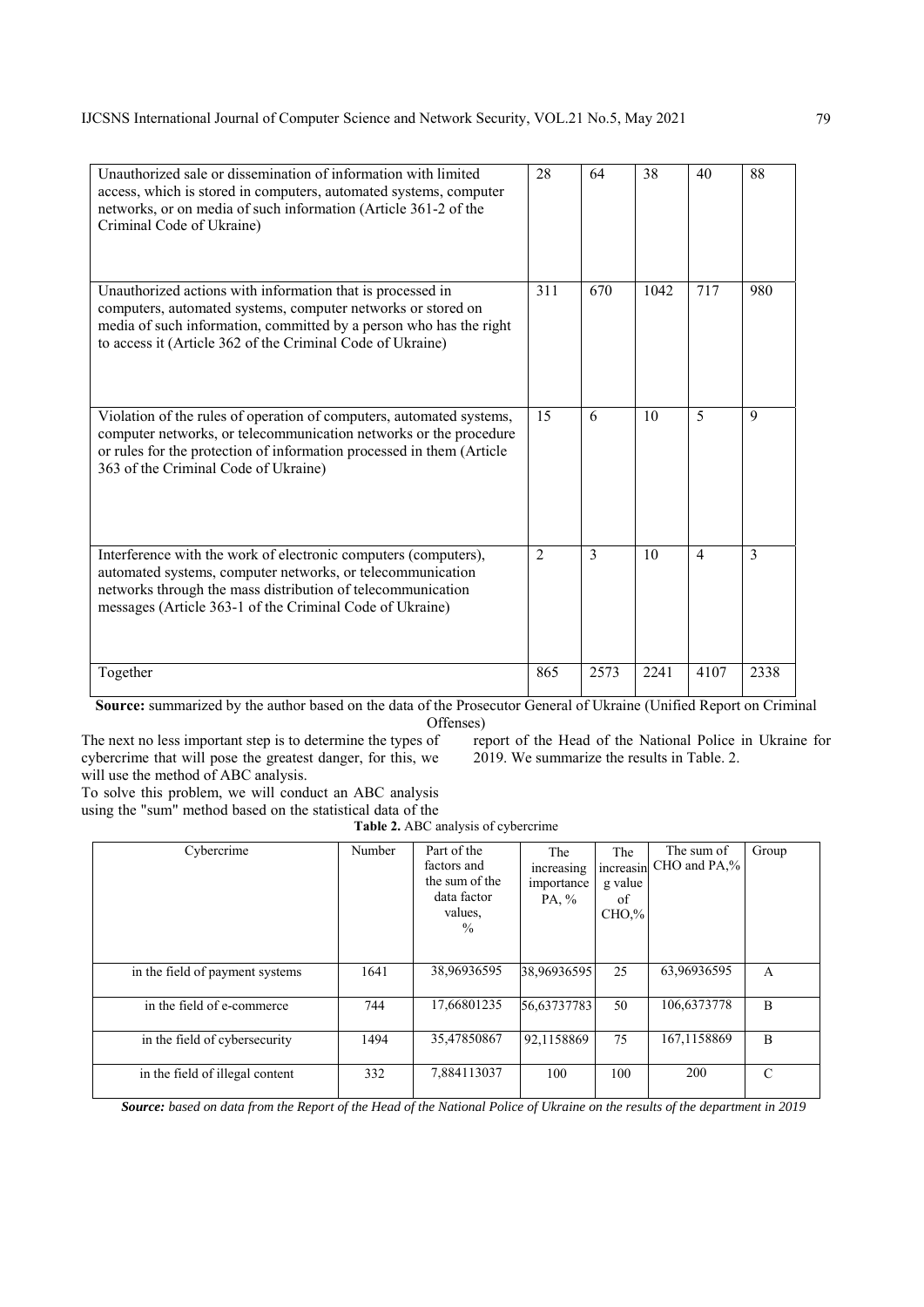| | | | | | |
|---|---|---|---|---|---|
| Unauthorized sale or dissemination of information with limited access, which is stored in computers, automated systems, computer networks, or on media of such information (Article 361-2 of the Criminal Code of Ukraine) | 28 | 64 | 38 | 40 | 88 |
| Unauthorized actions with information that is processed in computers, automated systems, computer networks or stored on media of such information, committed by a person who has the right to access it (Article 362 of the Criminal Code of Ukraine) | 311 | 670 | 1042 | 717 | 980 |
| Violation of the rules of operation of computers, automated systems, computer networks, or telecommunication networks or the procedure or rules for the protection of information processed in them (Article 363 of the Criminal Code of Ukraine) | 15 | 6 | 10 | 5 | 9 |
| Interference with the work of electronic computers (computers), automated systems, computer networks, or telecommunication networks through the mass distribution of telecommunication messages (Article 363-1 of the Criminal Code of Ukraine) | 2 | 3 | 10 | 4 | 3 |
| Together | 865 | 2573 | 2241 | 4107 | 2338 |

**Source:** summarized by the author based on the data of the Prosecutor General of Ukraine (Unified Report on Criminal Offenses)

The next no less important step is to determine the types of cybercrime that will pose the greatest danger, for this, we will use the method of ABC analysis.

To solve this problem, we will conduct an ABC analysis using the "sum" method based on the statistical data of the report of the Head of the National Police in Ukraine for 2019. We summarize the results in Table. 2.

**Table 2.** ABC analysis of cybercrime

| Cybercrime | Number | Part of the factors and the sum of the data factor values, % | The increasing importance PA, % | The increasing value of CHO,% | The sum of CHO and PA,% | Group |
|---|---|---|---|---|---|---|
| in the field of payment systems | 1641 | 38,96936595 | 38,96936595 | 25 | 63,96936595 | A |
| in the field of e-commerce | 744 | 17,66801235 | 56,63737783 | 50 | 106,6373778 | B |
| in the field of cybersecurity | 1494 | 35,47850867 | 92,1158869 | 75 | 167,1158869 | B |
| in the field of illegal content | 332 | 7,884113037 | 100 | 100 | 200 | C |

***Source:*** *based on data from the Report of the Head of the National Police of Ukraine on the results of the department in 2019*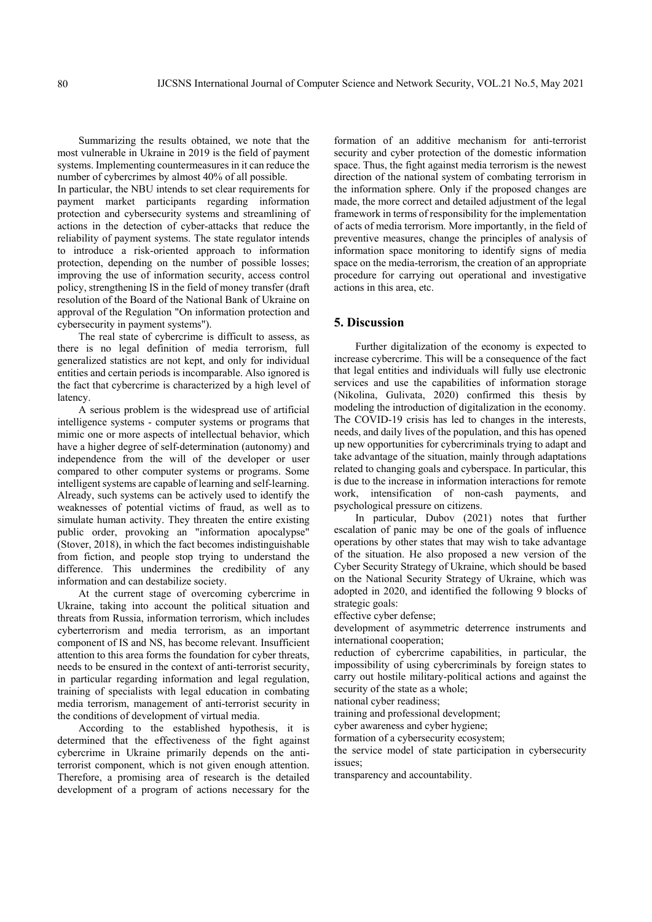Summarizing the results obtained, we note that the most vulnerable in Ukraine in 2019 is the field of payment systems. Implementing countermeasures in it can reduce the number of cybercrimes by almost 40% of all possible.

In particular, the NBU intends to set clear requirements for payment market participants regarding information protection and cybersecurity systems and streamlining of actions in the detection of cyber-attacks that reduce the reliability of payment systems. The state regulator intends to introduce a risk-oriented approach to information protection, depending on the number of possible losses; improving the use of information security, access control policy, strengthening IS in the field of money transfer (draft resolution of the Board of the National Bank of Ukraine on approval of the Regulation "On information protection and cybersecurity in payment systems").

The real state of cybercrime is difficult to assess, as there is no legal definition of media terrorism, full generalized statistics are not kept, and only for individual entities and certain periods is incomparable. Also ignored is the fact that cybercrime is characterized by a high level of latency.

A serious problem is the widespread use of artificial intelligence systems - computer systems or programs that mimic one or more aspects of intellectual behavior, which have a higher degree of self-determination (autonomy) and independence from the will of the developer or user compared to other computer systems or programs. Some intelligent systems are capable of learning and self-learning. Already, such systems can be actively used to identify the weaknesses of potential victims of fraud, as well as to simulate human activity. They threaten the entire existing public order, provoking an "information apocalypse" (Stover, 2018), in which the fact becomes indistinguishable from fiction, and people stop trying to understand the difference. This undermines the credibility of any information and can destabilize society.

At the current stage of overcoming cybercrime in Ukraine, taking into account the political situation and threats from Russia, information terrorism, which includes cyberterrorism and media terrorism, as an important component of IS and NS, has become relevant. Insufficient attention to this area forms the foundation for cyber threats, needs to be ensured in the context of anti-terrorist security, in particular regarding information and legal regulation, training of specialists with legal education in combating media terrorism, management of anti-terrorist security in the conditions of development of virtual media.

According to the established hypothesis, it is determined that the effectiveness of the fight against cybercrime in Ukraine primarily depends on the anti-terrorist component, which is not given enough attention. Therefore, a promising area of research is the detailed development of a program of actions necessary for the formation of an additive mechanism for anti-terrorist security and cyber protection of the domestic information space. Thus, the fight against media terrorism is the newest direction of the national system of combating terrorism in the information sphere. Only if the proposed changes are made, the more correct and detailed adjustment of the legal framework in terms of responsibility for the implementation of acts of media terrorism. More importantly, in the field of preventive measures, change the principles of analysis of information space monitoring to identify signs of media space on the media-terrorism, the creation of an appropriate procedure for carrying out operational and investigative actions in this area, etc.

## 5. Discussion

Further digitalization of the economy is expected to increase cybercrime. This will be a consequence of the fact that legal entities and individuals will fully use electronic services and use the capabilities of information storage (Nikolina, Gulivata, 2020) confirmed this thesis by modeling the introduction of digitalization in the economy. The COVID-19 crisis has led to changes in the interests, needs, and daily lives of the population, and this has opened up new opportunities for cybercriminals trying to adapt and take advantage of the situation, mainly through adaptations related to changing goals and cyberspace. In particular, this is due to the increase in information interactions for remote work, intensification of non-cash payments, and psychological pressure on citizens.

In particular, Dubov (2021) notes that further escalation of panic may be one of the goals of influence operations by other states that may wish to take advantage of the situation. He also proposed a new version of the Cyber Security Strategy of Ukraine, which should be based on the National Security Strategy of Ukraine, which was adopted in 2020, and identified the following 9 blocks of strategic goals:

effective cyber defense;

development of asymmetric deterrence instruments and international cooperation;

reduction of cybercrime capabilities, in particular, the impossibility of using cybercriminals by foreign states to carry out hostile military-political actions and against the security of the state as a whole;

national cyber readiness;

training and professional development;

cyber awareness and cyber hygiene;

formation of a cybersecurity ecosystem;

the service model of state participation in cybersecurity issues;

transparency and accountability.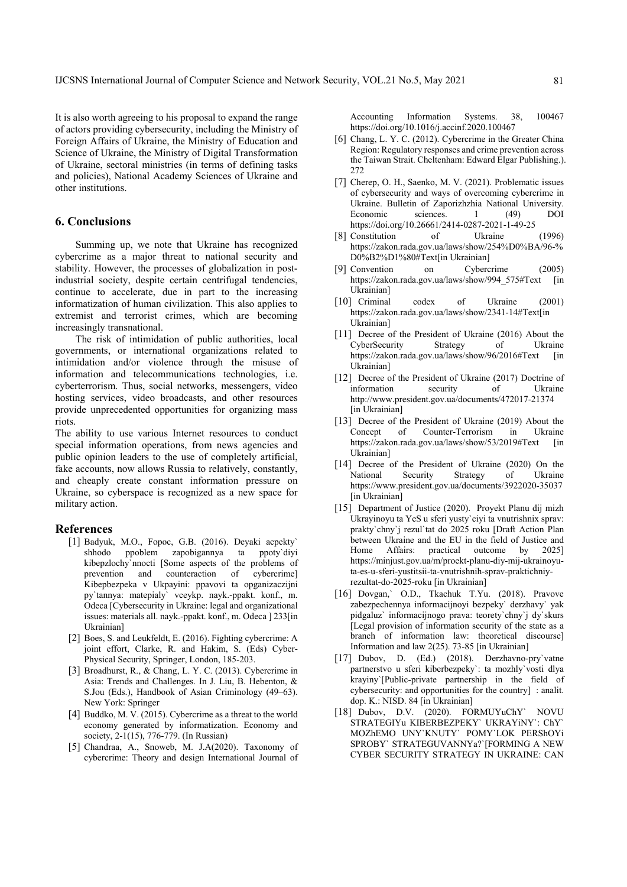It is also worth agreeing to his proposal to expand the range of actors providing cybersecurity, including the Ministry of Foreign Affairs of Ukraine, the Ministry of Education and Science of Ukraine, the Ministry of Digital Transformation of Ukraine, sectoral ministries (in terms of defining tasks and policies), National Academy Sciences of Ukraine and other institutions.

## 6. Conclusions

Summing up, we note that Ukraine has recognized cybercrime as a major threat to national security and stability. However, the processes of globalization in post-industrial society, despite certain centrifugal tendencies, continue to accelerate, due in part to the increasing informatization of human civilization. This also applies to extremist and terrorist crimes, which are becoming increasingly transnational.

The risk of intimidation of public authorities, local governments, or international organizations related to intimidation and/or violence through the misuse of information and telecommunications technologies, i.e. cyberterrorism. Thus, social networks, messengers, video hosting services, video broadcasts, and other resources provide unprecedented opportunities for organizing mass riots.

The ability to use various Internet resources to conduct special information operations, from news agencies and public opinion leaders to the use of completely artificial, fake accounts, now allows Russia to relatively, constantly, and cheaply create constant information pressure on Ukraine, so cyberspace is recognized as a new space for military action.

## References

[1] Badyuk, M.O., Fopoc, G.B. (2016). Deyaki acpekty` shhodo ppoblem zapobigannya ta ppoty`diyi kibepzlochy`nnocti [Some aspects of the problems of prevention and counteraction of cybercrime] Kibepbezpeka v Ukpayini: ppavovi ta opganizaczijni py`tannya: matepialy` vceykp. nayk.-ppakt. konf., m. Odeca [Cybersecurity in Ukraine: legal and organizational issues: materials all. nayk.-ppakt. konf., m. Odeca ] 233[in Ukrainian]

[2] Boes, S. and Leukfeldt, E. (2016). Fighting cybercrime: A joint effort, Clarke, R. and Hakim, S. (Eds) Cyber-Physical Security, Springer, London, 185-203.

[3] Broadhurst, R., & Chang, L. Y. C. (2013). Cybercrime in Asia: Trends and Challenges. In J. Liu, B. Hebenton, & S.Jou (Eds.), Handbook of Asian Criminology (49–63). New York: Springer

[4] Buddko, M. V. (2015). Cybercrime as a threat to the world economy generated by informatization. Economy and society, 2-1(15), 776-779. (In Russian)

[5] Chandraa, A., Snoweb, M. J.A(2020). Taxonomy of cybercrime: Theory and design International Journal of Accounting Information Systems. 38, 100467 https://doi.org/10.1016/j.accinf.2020.100467

[6] Chang, L. Y. C. (2012). Cybercrime in the Greater China Region: Regulatory responses and crime prevention across the Taiwan Strait. Cheltenham: Edward Elgar Publishing.). 272

[7] Cherep, O. H., Saenko, M. V. (2021). Problematic issues of cybersecurity and ways of overcoming cybercrime in Ukraine. Bulletin of Zaporizhzhia National University. Economic sciences. 1 (49) DOI https://doi.org/10.26661/2414-0287-2021-1-49-25

[8] Constitution of Ukraine (1996) https://zakon.rada.gov.ua/laws/show/254%D0%BA/96-%D0%B2%D1%80#Text[in Ukrainian]

[9] Convention on Cybercrime (2005) https://zakon.rada.gov.ua/laws/show/994_575#Text [in Ukrainian]

[10] Criminal codex of Ukraine (2001) https://zakon.rada.gov.ua/laws/show/2341-14#Text[in Ukrainian]

[11] Decree of the President of Ukraine (2016) About the CyberSecurity Strategy of Ukraine https://zakon.rada.gov.ua/laws/show/96/2016#Text [in Ukrainian]

[12] Decree of the President of Ukraine (2017) Doctrine of information security of Ukraine http://www.president.gov.ua/documents/472017-21374 [in Ukrainian]

[13] Decree of the President of Ukraine (2019) About the Concept of Counter-Terrorism in Ukraine https://zakon.rada.gov.ua/laws/show/53/2019#Text [in Ukrainian]

[14] Decree of the President of Ukraine (2020) On the National Security Strategy of Ukraine https://www.president.gov.ua/documents/3922020-35037 [in Ukrainian]

[15] Department of Justice (2020). Proyekt Planu dij mizh Ukrayinoyu ta YeS u sferi yusty`ciyi ta vnutrishnix sprav: prakty`chny`j rezul`tat do 2025 roku [Draft Action Plan between Ukraine and the EU in the field of Justice and Home Affairs: practical outcome by 2025] https://minjust.gov.ua/m/proekt-planu-diy-mij-ukrainoyu-ta-es-u-sferi-yustitsii-ta-vnutrishnih-sprav-praktichniy-rezultat-do-2025-roku [in Ukrainian]

[16] Dovgan,` O.D., Tkachuk T.Yu. (2018). Pravove zabezpechennya informacijnoyi bezpeky` derzhavy` yak pidgaluz` informacijnogo prava: teorety`chny`j dy`skurs [Legal provision of information security of the state as a branch of information law: theoretical discourse] Information and law 2(25). 73-85 [in Ukrainian]

[17] Dubov, D. (Ed.) (2018). Derzhavno-pry`vatne partnerstvo u sferi kiberbezpeky`: ta mozhly`vosti dlya krayiny`[Public-private partnership in the field of cybersecurity: and opportunities for the country] : analit. dop. K.: NISD. 84 [in Ukrainian]

[18] Dubov, D.V. (2020). FORMUYuChY` NOVU STRATEGIYu KIBERBEZPEKY` UKRAYiNY`: ChY` MOZhEMO UNY`KNUTY` POMY`LOK PERShOYi SPROBY` STRATEGUVANNYa?`[FORMING A NEW CYBER SECURITY STRATEGY IN UKRAINE: CAN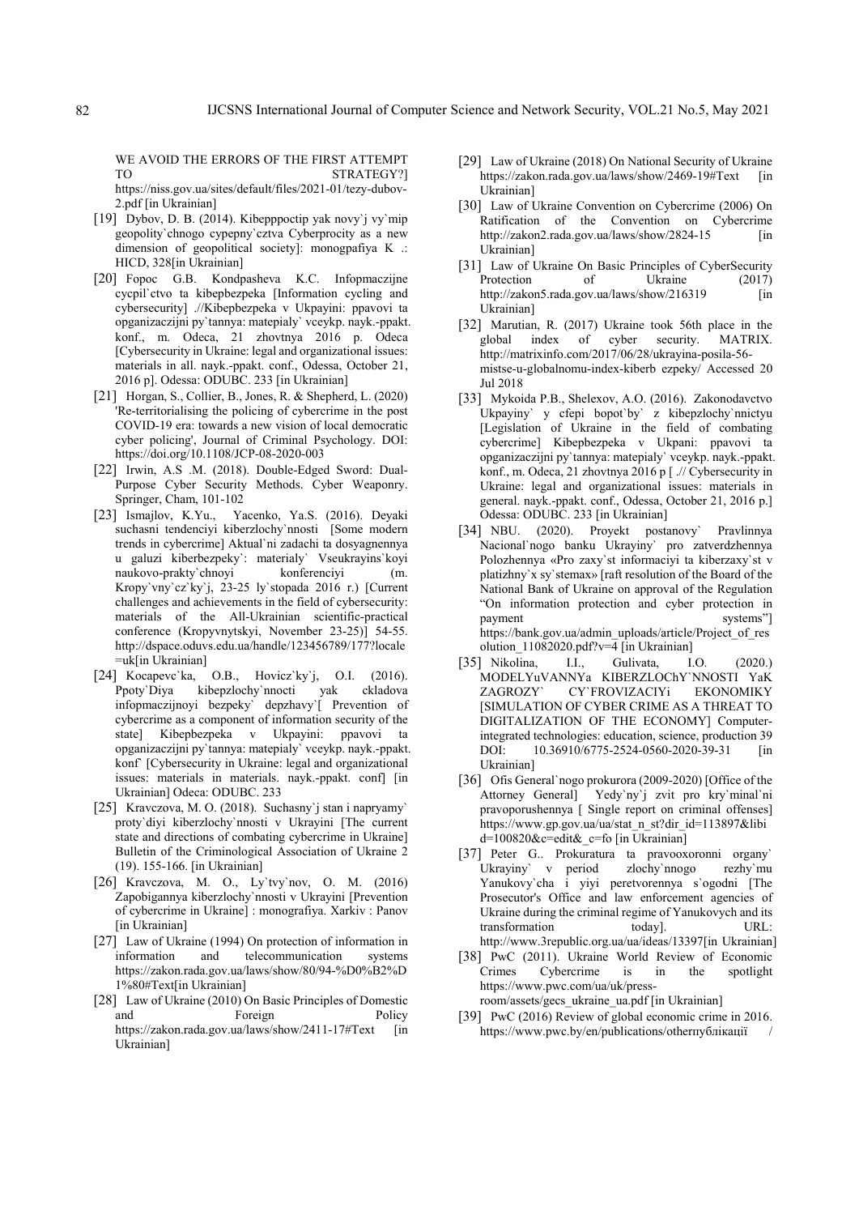WE AVOID THE ERRORS OF THE FIRST ATTEMPT TO STRATEGY?] https://niss.gov.ua/sites/default/files/2021-01/tezy-dubov-2.pdf [in Ukrainian]

[19] Dybov, D. B. (2014). Kibepppoctip yak novy`j vy`mip geopolity`chnogo cypepny`cztva Cyberprocity as a new dimension of geopolitical society]: monogpafiya K .: HICD, 328[in Ukrainian]

[20] Fopoc G.B. Kondpasheva K.C. Infopmaczijne cycpil`ctvo ta kibepbezpeka [Information cycling and cybersecurity] .//Kibepbezpeka v Ukpayini: ppavovi ta opganizaczijni py`tannya: matepialy` vceykp. nayk.-ppakt. konf., m. Odeca, 21 zhovtnya 2016 p. Odeca [Cybersecurity in Ukraine: legal and organizational issues: materials in all. nayk.-ppakt. conf., Odessa, October 21, 2016 p]. Odessa: ODUBC. 233 [in Ukrainian]

[21] Horgan, S., Collier, B., Jones, R. & Shepherd, L. (2020) 'Re-territorialising the policing of cybercrime in the post COVID-19 era: towards a new vision of local democratic cyber policing', Journal of Criminal Psychology. DOI: https://doi.org/10.1108/JCP-08-2020-003

[22] Irwin, A.S .M. (2018). Double-Edged Sword: Dual-Purpose Cyber Security Methods. Cyber Weaponry. Springer, Cham, 101-102

[23] Ismajlov, K.Yu., Yacenko, Ya.S. (2016). Deyaki suchasni tendenciyi kiberzlochy`nnosti [Some modern trends in cybercrime] Aktual`ni zadachi ta dosyagnennya u galuzi kiberbezpeky`: materialy` Vseukrayins`koyi naukovo-prakty`chnoyi konferenciyi (m. Kropy`vny`cz`ky`j, 23-25 ly`stopada 2016 r.) [Current challenges and achievements in the field of cybersecurity: materials of the All-Ukrainian scientific-practical conference (Kropyvnytskyi, November 23-25)] 54-55. http://dspace.oduvs.edu.ua/handle/123456789/177?locale=uk[in Ukrainian]

[24] Kocapevc`ka, O.B., Hovicz`ky`j, O.I. (2016). Ppoty`Diya kibepzlochy`nnocti yak ckladova infopmaczijnoyi bezpeky` depzhavy`[ Prevention of cybercrime as a component of information security of the state] Kibepbezpeka v Ukpayini: ppavovi ta opganizaczijni py`tannya: matepialy` vceykp. nayk.-ppakt. konf` [Cybersecurity in Ukraine: legal and organizational issues: materials in materials. nayk.-ppakt. conf] [in Ukrainian] Odeca: ODUBC. 233

[25] Kravczova, M. O. (2018). Suchasny`j stan i napryamy` proty`diyi kiberzlochy`nnosti v Ukrayini [The current state and directions of combating cybercrime in Ukraine] Bulletin of the Criminological Association of Ukraine 2 (19). 155-166. [in Ukrainian]

[26] Kravczova, M. O., Ly`tvy`nov, O. M. (2016) Zapobigannya kiberzlochy`nnosti v Ukrayini [Prevention of cybercrime in Ukraine] : monografiya. Xarkiv : Panov [in Ukrainian]

[27] Law of Ukraine (1994) On protection of information in information and telecommunication systems https://zakon.rada.gov.ua/laws/show/80/94-%D0%B2%D1%80#Text[in Ukrainian]

[28] Law of Ukraine (2010) On Basic Principles of Domestic and Foreign Policy https://zakon.rada.gov.ua/laws/show/2411-17#Text [in Ukrainian]

[29] Law of Ukraine (2018) On National Security of Ukraine https://zakon.rada.gov.ua/laws/show/2469-19#Text [in Ukrainian]

[30] Law of Ukraine Convention on Cybercrime (2006) On Ratification of the Convention on Cybercrime http://zakon2.rada.gov.ua/laws/show/2824-15 [in Ukrainian]

[31] Law of Ukraine On Basic Principles of CyberSecurity Protection of Ukraine (2017) http://zakon5.rada.gov.ua/laws/show/216319 [in Ukrainian]

[32] Marutian, R. (2017) Ukraine took 56th place in the global index of cyber security. MATRIX. http://matrixinfo.com/2017/06/28/ukrayina-posila-56-mistse-u-globalnomu-index-kiberb ezpeky/ Accessed 20 Jul 2018

[33] Mykoida P.B., Shelexov, A.O. (2016). Zakonodavctvo Ukpayiny` y cfepi bopot`by` z kibepzlochy`nnictyu [Legislation of Ukraine in the field of combating cybercrime] Kibepbezpeka v Ukpani: ppavovi ta opganizaczijni py`tannya: matepialy` vceykp. nayk.-ppakt. konf., m. Odeca, 21 zhovtnya 2016 p [ .// Cybersecurity in Ukraine: legal and organizational issues: materials in general. nayk.-ppakt. conf., Odessa, October 21, 2016 p.] Odessa: ODUBC. 233 [in Ukrainian]

[34] NBU. (2020). Proyekt postanovy` Pravlinnya Nacional`nogo banku Ukrayiny` pro zatverdzhennya Polozhennya «Pro zaxy`st informaciyi ta kiberzaxy`st v platizhny`x sy`stemax» [raft resolution of the Board of the National Bank of Ukraine on approval of the Regulation "On information protection and cyber protection in payment systems"] https://bank.gov.ua/admin_uploads/article/Project_of_resolution_11082020.pdf?v=4 [in Ukrainian]

[35] Nikolina, I.I., Gulivata, I.O. (2020.) MODELYuVANNYa KIBERZLOChY`NNOSTI YaK ZAGROZY` CY`FROVIZACIYi EKONOMIKY [SIMULATION OF CYBER CRIME AS A THREAT TO DIGITALIZATION OF THE ECONOMY] Computer-integrated technologies: education, science, production 39 DOI: 10.36910/6775-2524-0560-2020-39-31 [in Ukrainian]

[36] Ofis General`nogo prokurora (2009-2020) [Office of the Attorney General] Yedy`ny`j zvit pro kry`minal`ni pravoporushennya [ Single report on criminal offenses] https://www.gp.gov.ua/ua/stat_n_st?dir_id=113897&libid=100820&c=edit&_c=fo [in Ukrainian]

[37] Peter G.. Prokuratura ta pravooxoronni organy` Ukrayiny` v period zlochy`nnogo rezhy`mu Yanukovy`cha i yiyi peretvorennya s`ogodni [The Prosecutor's Office and law enforcement agencies of Ukraine during the criminal regime of Yanukovych and its transformation today]. URL: http://www.3republic.org.ua/ua/ideas/13397[in Ukrainian]

[38] PwC (2011). Ukraine World Review of Economic Crimes Cybercrime is in the spotlight https://www.pwc.com/ua/uk/press-room/assets/gecs_ukraine_ua.pdf [in Ukrainian]

[39] PwC (2016) Review of global economic crime in 2016. https://www.pwc.by/en/publications/otherпублікації /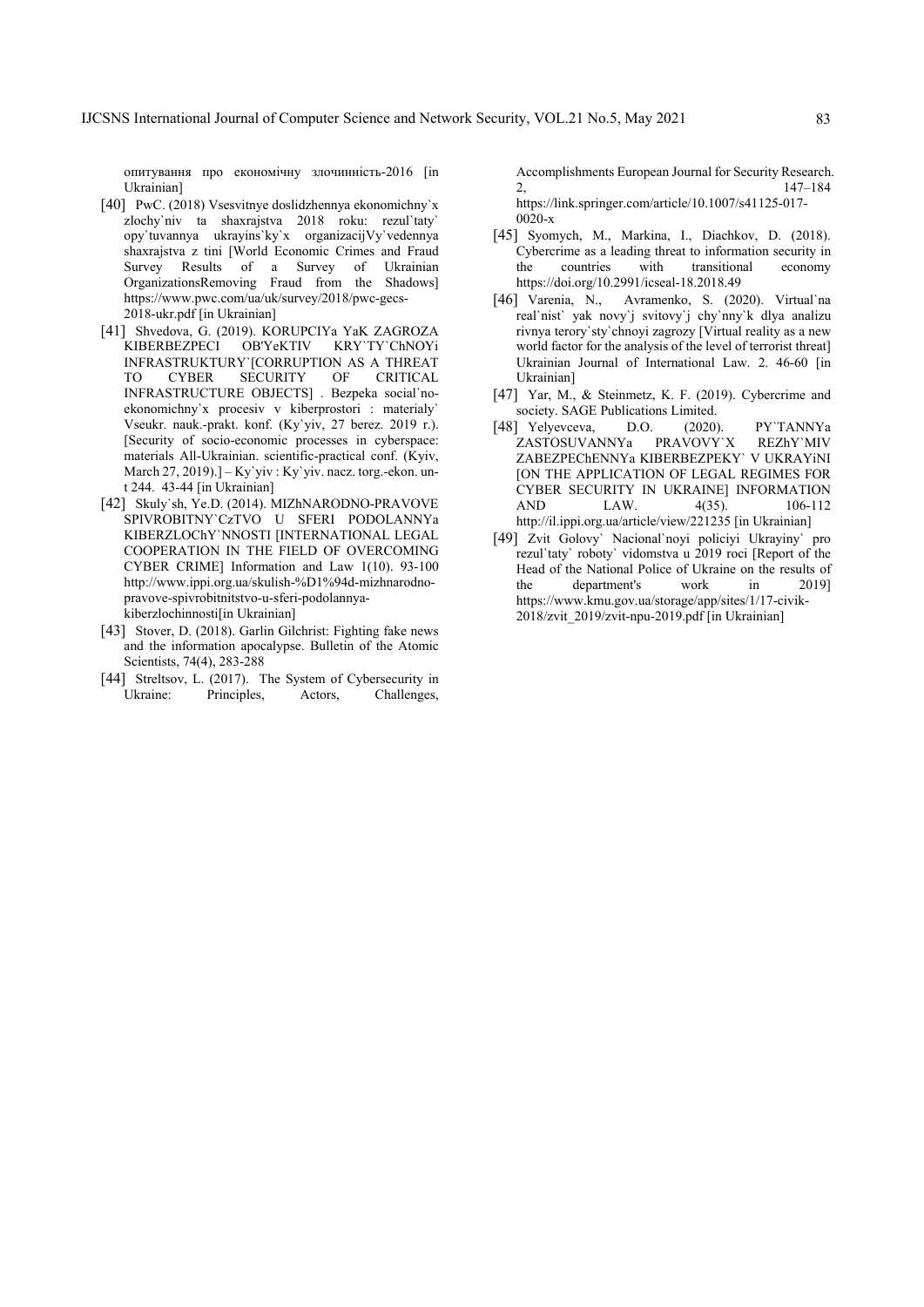опитування про економічну злочинність-2016 [in Ukrainian]

[40] PwC. (2018) Vsesvitnye doslidzhennya ekonomichny`x zlochy`niv ta shaxrajstva 2018 roku: rezul`taty` opy`tuvannya ukrayins`ky`x organizacijVy`vedennya shaxrajstva z tini [World Economic Crimes and Fraud Survey Results of a Survey of Ukrainian OrganizationsRemoving Fraud from the Shadows] https://www.pwc.com/ua/uk/survey/2018/pwc-gecs-2018-ukr.pdf [in Ukrainian]

[41] Shvedova, G. (2019). KORUPCIYa YaK ZAGROZA KIBERBEZPECI OB'YeKTIV KRY`TY`ChNOYi INFRASTRUKTURY`[CORRUPTION AS A THREAT TO CYBER SECURITY OF CRITICAL INFRASTRUCTURE OBJECTS] . Bezpeka social`no-ekonomichny`x procesiv v kiberprostori : materialy` Vseukr. nauk.-prakt. konf. (Ky`yiv, 27 berez. 2019 r.). [Security of socio-economic processes in cyberspace: materials All-Ukrainian. scientific-practical conf. (Kyiv, March 27, 2019).] – Ky`yiv : Ky`yiv. nacz. torg.-ekon. un-t 244. 43-44 [in Ukrainian]

[42] Skuly`sh, Ye.D. (2014). MIZhNARODNO-PRAVOVE SPIVROBITNY`CzTVO U SFERI PODOLANNYa KIBERZLOChY`NNOSTI [INTERNATIONAL LEGAL COOPERATION IN THE FIELD OF OVERCOMING CYBER CRIME] Information and Law 1(10). 93-100 http://www.ippi.org.ua/skulish-%D1%94d-mizhnarodno-pravove-spivrobitnitstvo-u-sferi-podolannya-kiberzlochinnosti[in Ukrainian]

[43] Stover, D. (2018). Garlin Gilchrist: Fighting fake news and the information apocalypse. Bulletin of the Atomic Scientists, 74(4), 283-288

[44] Streltsov, L. (2017). The System of Cybersecurity in Ukraine: Principles, Actors, Challenges, Accomplishments European Journal for Security Research. 2, 147–184 https://link.springer.com/article/10.1007/s41125-017-0020-x

[45] Syomych, M., Markina, I., Diachkov, D. (2018). Cybercrime as a leading threat to information security in the countries with transitional economy https://doi.org/10.2991/icseal-18.2018.49

[46] Varenia, N., Avramenko, S. (2020). Virtual`na real`nist` yak novy`j svitovy`j chy`nny`k dlya analizu rivnya terory`sty`chnoyi zagrozy [Virtual reality as a new world factor for the analysis of the level of terrorist threat] Ukrainian Journal of International Law. 2. 46-60 [in Ukrainian]

[47] Yar, M., & Steinmetz, K. F. (2019). Cybercrime and society. SAGE Publications Limited.

[48] Yelyevceva, D.O. (2020). PY`TANNYa ZASTOSUVANNYa PRAVOVY`X REZhY`MIV ZABEZPEChENNYa KIBERBEZPEKY` V UKRAYiNI [ON THE APPLICATION OF LEGAL REGIMES FOR CYBER SECURITY IN UKRAINE] INFORMATION AND LAW. 4(35). 106-112 http://il.ippi.org.ua/article/view/221235 [in Ukrainian]

[49] Zvit Golovy` Nacional`noyi policiyi Ukrayiny` pro rezul`taty` roboty` vidomstva u 2019 roci [Report of the Head of the National Police of Ukraine on the results of the department's work in 2019] https://www.kmu.gov.ua/storage/app/sites/1/17-civik-2018/zvit_2019/zvit-npu-2019.pdf [in Ukrainian]